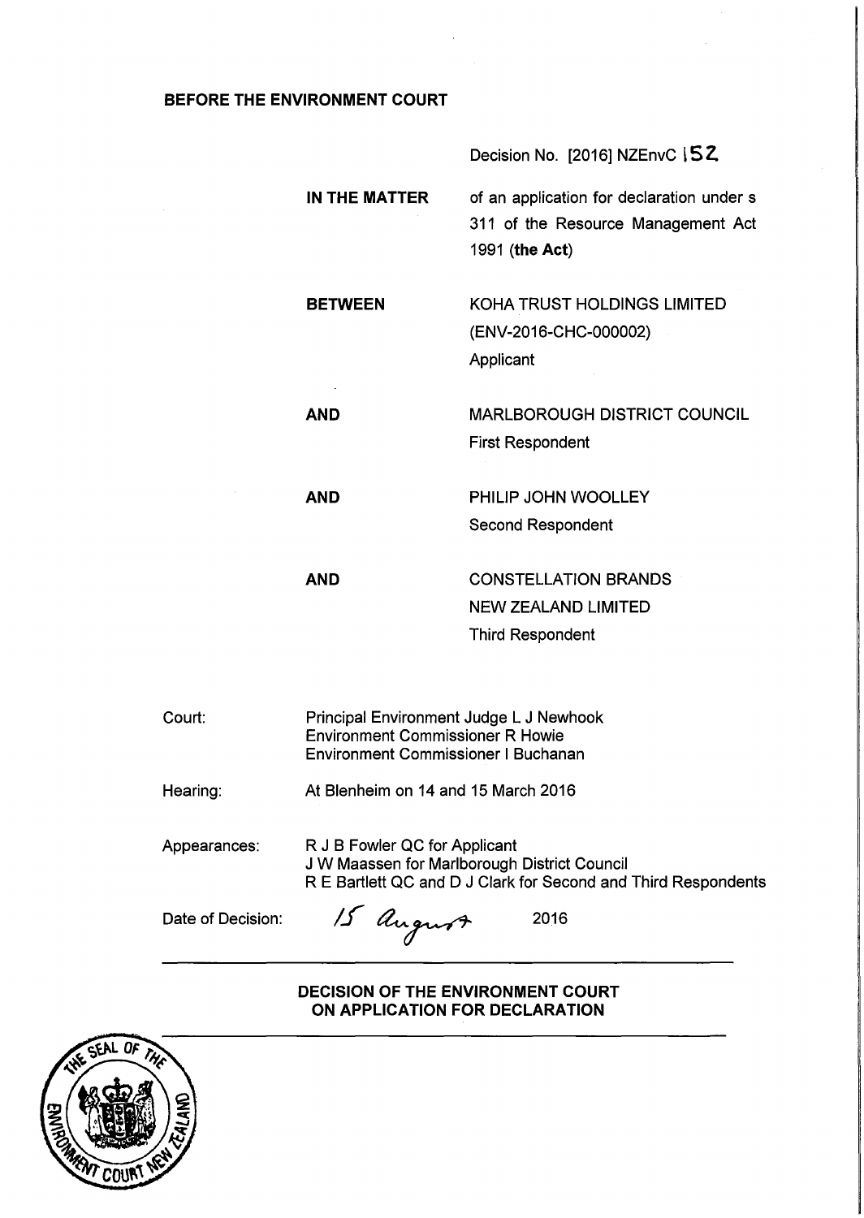**BEFORE THE ENVIRONMENT COURT**

Decision No. [2016] NZEnvC 152

| | |
|---|---|
| **IN THE MATTER** | of an application for declaration under s 311 of the Resource Management Act 1991 (**the Act**) |
| **BETWEEN** | KOHA TRUST HOLDINGS LIMITED (ENV-2016-CHC-000002) Applicant |
| **AND** | MARLBOROUGH DISTRICT COUNCIL First Respondent |
| **AND** | PHILIP JOHN WOOLLEY Second Respondent |
| **AND** | CONSTELLATION BRANDS NEW ZEALAND LIMITED Third Respondent |

| | |
|---|---|
| Court: | Principal Environment Judge L J Newhook<br>Environment Commissioner R Howie<br>Environment Commissioner I Buchanan |
| Hearing: | At Blenheim on 14 and 15 March 2016 |
| Appearances: | R J B Fowler QC for Applicant<br>J W Maassen for Marlborough District Council<br>R E Bartlett QC and D J Clark for Second and Third Respondents |
| Date of Decision: | 15 August 2016 |

---

**DECISION OF THE ENVIRONMENT COURT ON APPLICATION FOR DECLARATION**

---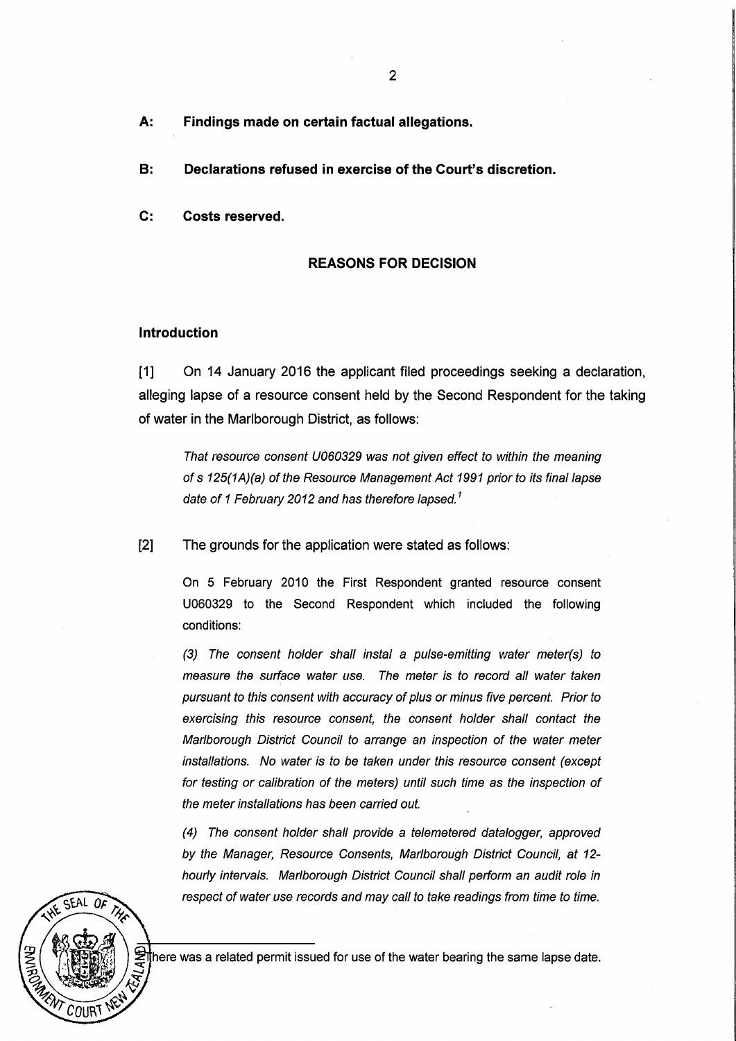**A: Findings made on certain factual allegations.**

**B: Declarations refused in exercise of the Court's discretion.**

**C: Costs reserved.**

## REASONS FOR DECISION

### Introduction

[1] On 14 January 2016 the applicant filed proceedings seeking a declaration, alleging lapse of a resource consent held by the Second Respondent for the taking of water in the Marlborough District, as follows:

> *That resource consent U060329 was not given effect to within the meaning of s 125(1A)(a) of the Resource Management Act 1991 prior to its final lapse date of 1 February 2012 and has therefore lapsed.*[1]

[2] The grounds for the application were stated as follows:

> On 5 February 2010 the First Respondent granted resource consent U060329 to the Second Respondent which included the following conditions:
>
> *(3) The consent holder shall instal a pulse-emitting water meter(s) to measure the surface water use. The meter is to record all water taken pursuant to this consent with accuracy of plus or minus five percent. Prior to exercising this resource consent, the consent holder shall contact the Marlborough District Council to arrange an inspection of the water meter installations. No water is to be taken under this resource consent (except for testing or calibration of the meters) until such time as the inspection of the meter installations has been carried out.*
>
> *(4) The consent holder shall provide a telemetered datalogger, approved by the Manager, Resource Consents, Marlborough District Council, at 12-hourly intervals. Marlborough District Council shall perform an audit role in respect of water use records and may call to take readings from time to time.*

[1] There was a related permit issued for use of the water bearing the same lapse date.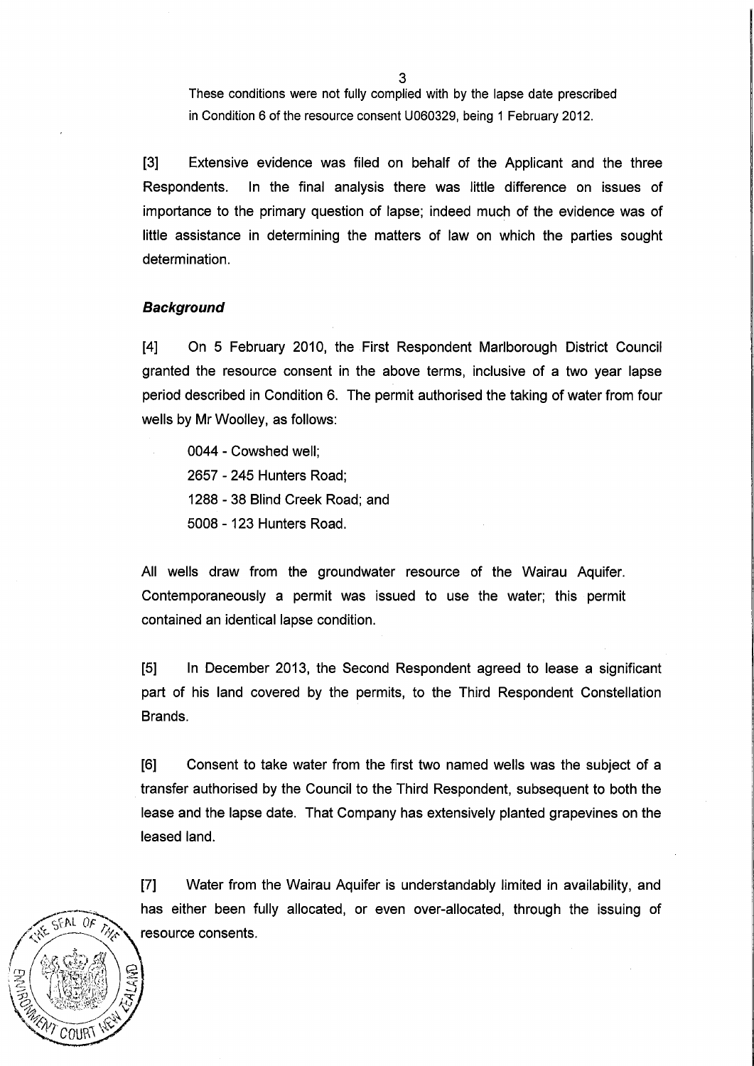These conditions were not fully complied with by the lapse date prescribed in Condition 6 of the resource consent U060329, being 1 February 2012.

[3] Extensive evidence was filed on behalf of the Applicant and the three Respondents. In the final analysis there was little difference on issues of importance to the primary question of lapse; indeed much of the evidence was of little assistance in determining the matters of law on which the parties sought determination.

### *Background*

[4] On 5 February 2010, the First Respondent Marlborough District Council granted the resource consent in the above terms, inclusive of a two year lapse period described in Condition 6. The permit authorised the taking of water from four wells by Mr Woolley, as follows:

0044 - Cowshed well;
2657 - 245 Hunters Road;
1288 - 38 Blind Creek Road; and
5008 - 123 Hunters Road.

All wells draw from the groundwater resource of the Wairau Aquifer. Contemporaneously a permit was issued to use the water; this permit contained an identical lapse condition.

[5] In December 2013, the Second Respondent agreed to lease a significant part of his land covered by the permits, to the Third Respondent Constellation Brands.

[6] Consent to take water from the first two named wells was the subject of a transfer authorised by the Council to the Third Respondent, subsequent to both the lease and the lapse date. That Company has extensively planted grapevines on the leased land.

[7] Water from the Wairau Aquifer is understandably limited in availability, and has either been fully allocated, or even over-allocated, through the issuing of resource consents.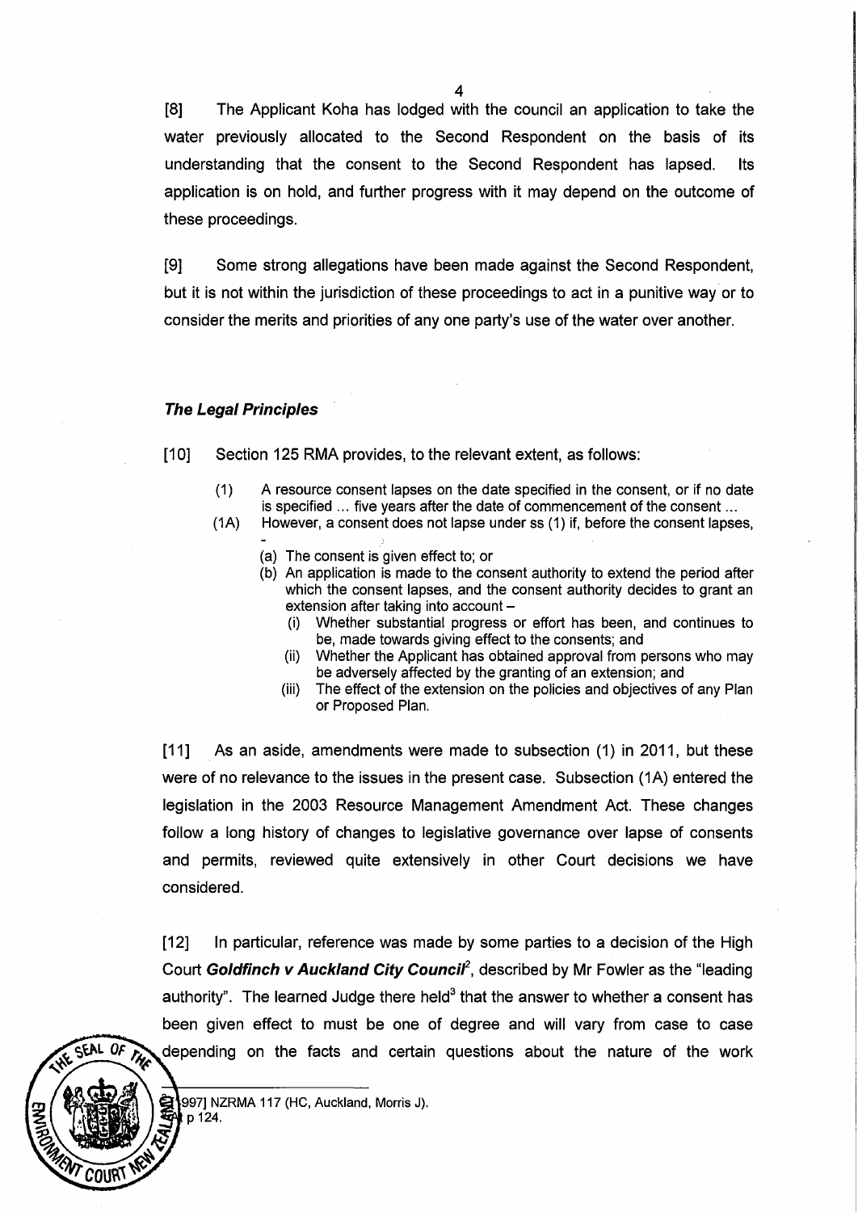[8] The Applicant Koha has lodged with the council an application to take the water previously allocated to the Second Respondent on the basis of its understanding that the consent to the Second Respondent has lapsed. Its application is on hold, and further progress with it may depend on the outcome of these proceedings.

[9] Some strong allegations have been made against the Second Respondent, but it is not within the jurisdiction of these proceedings to act in a punitive way or to consider the merits and priorities of any one party's use of the water over another.

### ***The Legal Principles***

[10] Section 125 RMA provides, to the relevant extent, as follows:

> (1) A resource consent lapses on the date specified in the consent, or if no date is specified ... five years after the date of commencement of the consent ...
>
> (1A) However, a consent does not lapse under ss (1) if, before the consent lapses, -
>
> (a) The consent is given effect to; or
>
> (b) An application is made to the consent authority to extend the period after which the consent lapses, and the consent authority decides to grant an extension after taking into account –
>
> (i) Whether substantial progress or effort has been, and continues to be, made towards giving effect to the consents; and
>
> (ii) Whether the Applicant has obtained approval from persons who may be adversely affected by the granting of an extension; and
>
> (iii) The effect of the extension on the policies and objectives of any Plan or Proposed Plan.

[11] As an aside, amendments were made to subsection (1) in 2011, but these were of no relevance to the issues in the present case. Subsection (1A) entered the legislation in the 2003 Resource Management Amendment Act. These changes follow a long history of changes to legislative governance over lapse of consents and permits, reviewed quite extensively in other Court decisions we have considered.

[12] In particular, reference was made by some parties to a decision of the High Court ***Goldfinch v Auckland City Council***[2], described by Mr Fowler as the "leading authority". The learned Judge there held[3] that the answer to whether a consent has been given effect to must be one of degree and will vary from case to case depending on the facts and certain questions about the nature of the work

---

[2] [1997] NZRMA 117 (HC, Auckland, Morris J).

[3] At p 124.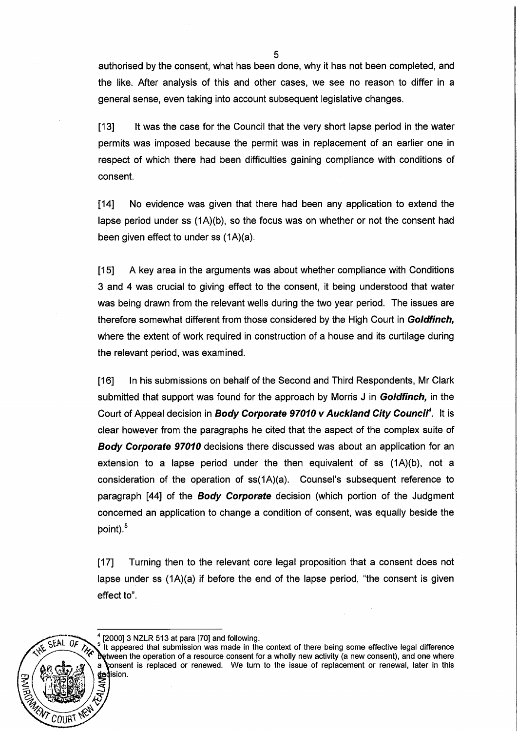authorised by the consent, what has been done, why it has not been completed, and the like. After analysis of this and other cases, we see no reason to differ in a general sense, even taking into account subsequent legislative changes.

[13] It was the case for the Council that the very short lapse period in the water permits was imposed because the permit was in replacement of an earlier one in respect of which there had been difficulties gaining compliance with conditions of consent.

[14] No evidence was given that there had been any application to extend the lapse period under ss (1A)(b), so the focus was on whether or not the consent had been given effect to under ss (1A)(a).

[15] A key area in the arguments was about whether compliance with Conditions 3 and 4 was crucial to giving effect to the consent, it being understood that water was being drawn from the relevant wells during the two year period. The issues are therefore somewhat different from those considered by the High Court in ***Goldfinch,*** where the extent of work required in construction of a house and its curtilage during the relevant period, was examined.

[16] In his submissions on behalf of the Second and Third Respondents, Mr Clark submitted that support was found for the approach by Morris J in ***Goldfinch,*** in the Court of Appeal decision in ***Body Corporate 97010 v Auckland City Council***[4]. It is clear however from the paragraphs he cited that the aspect of the complex suite of ***Body Corporate 97010*** decisions there discussed was about an application for an extension to a lapse period under the then equivalent of ss (1A)(b), not a consideration of the operation of ss(1A)(a). Counsel's subsequent reference to paragraph [44] of the ***Body Corporate*** decision (which portion of the Judgment concerned an application to change a condition of consent, was equally beside the point).[5]

[17] Turning then to the relevant core legal proposition that a consent does not lapse under ss (1A)(a) if before the end of the lapse period, "the consent is given effect to".

---

[4] [2000] 3 NZLR 513 at para [70] and following.

[5] It appeared that submission was made in the context of there being some effective legal difference between the operation of a resource consent for a wholly new activity (a new consent), and one where a consent is replaced or renewed. We turn to the issue of replacement or renewal, later in this decision.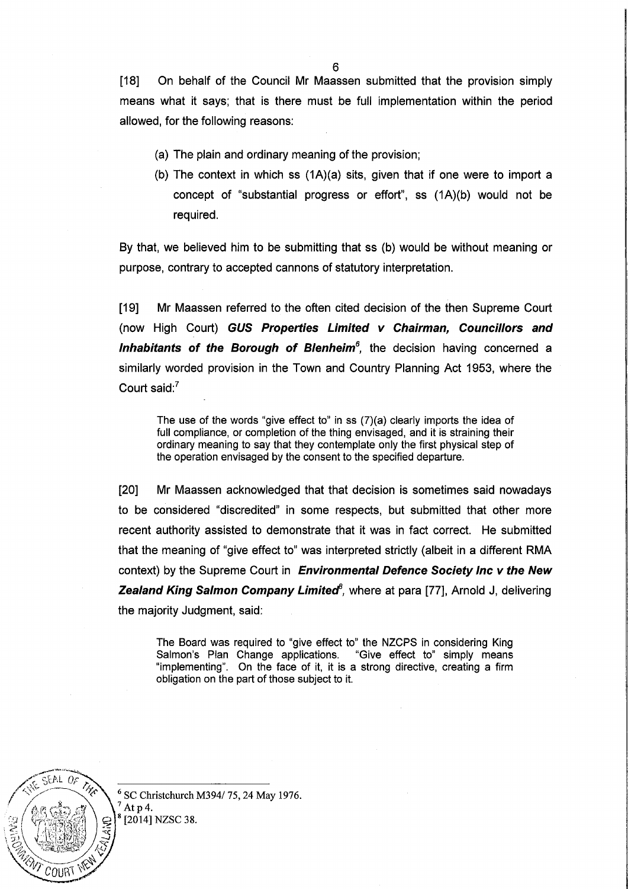[18] On behalf of the Council Mr Maassen submitted that the provision simply means what it says; that is there must be full implementation within the period allowed, for the following reasons:

(a) The plain and ordinary meaning of the provision;

(b) The context in which ss (1A)(a) sits, given that if one were to import a concept of "substantial progress or effort", ss (1A)(b) would not be required.

By that, we believed him to be submitting that ss (b) would be without meaning or purpose, contrary to accepted cannons of statutory interpretation.

[19] Mr Maassen referred to the often cited decision of the then Supreme Court (now High Court) ***GUS Properties Limited v Chairman, Councillors and Inhabitants of the Borough of Blenheim***[6], the decision having concerned a similarly worded provision in the Town and Country Planning Act 1953, where the Court said:[7]

> The use of the words "give effect to" in ss (7)(a) clearly imports the idea of full compliance, or completion of the thing envisaged, and it is straining their ordinary meaning to say that they contemplate only the first physical step of the operation envisaged by the consent to the specified departure.

[20] Mr Maassen acknowledged that that decision is sometimes said nowadays to be considered "discredited" in some respects, but submitted that other more recent authority assisted to demonstrate that it was in fact correct. He submitted that the meaning of "give effect to" was interpreted strictly (albeit in a different RMA context) by the Supreme Court in ***Environmental Defence Society Inc v the New Zealand King Salmon Company Limited***[8], where at para [77], Arnold J, delivering the majority Judgment, said:

> The Board was required to "give effect to" the NZCPS in considering King Salmon's Plan Change applications. "Give effect to" simply means "implementing". On the face of it, it is a strong directive, creating a firm obligation on the part of those subject to it.

---

[6] SC Christchurch M394/ 75, 24 May 1976.

[7] At p 4.

[8] [2014] NZSC 38.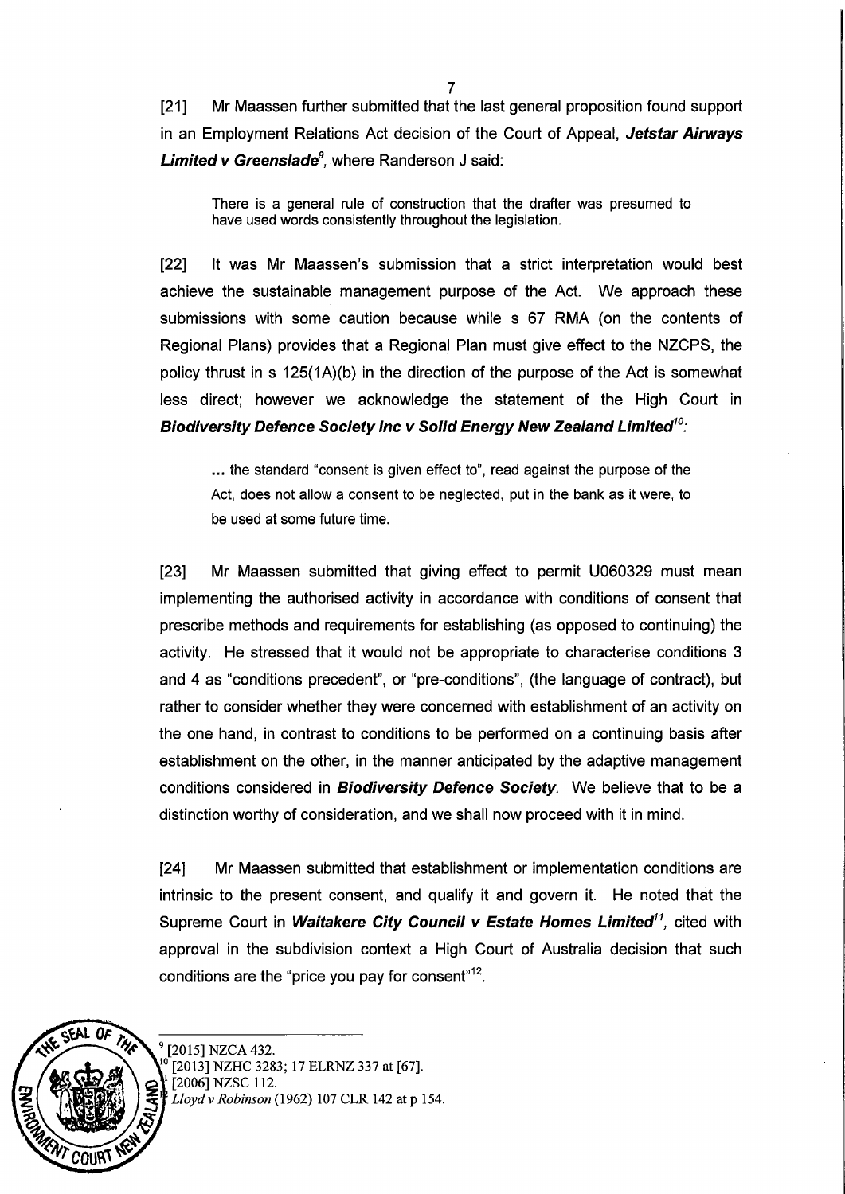[21] Mr Maassen further submitted that the last general proposition found support in an Employment Relations Act decision of the Court of Appeal, ***Jetstar Airways Limited v Greenslade***[9], where Randerson J said:

> There is a general rule of construction that the drafter was presumed to have used words consistently throughout the legislation.

[22] It was Mr Maassen's submission that a strict interpretation would best achieve the sustainable management purpose of the Act. We approach these submissions with some caution because while s 67 RMA (on the contents of Regional Plans) provides that a Regional Plan must give effect to the NZCPS, the policy thrust in s 125(1A)(b) in the direction of the purpose of the Act is somewhat less direct; however we acknowledge the statement of the High Court in ***Biodiversity Defence Society Inc v Solid Energy New Zealand Limited***[10]:

> ... the standard "consent is given effect to", read against the purpose of the Act, does not allow a consent to be neglected, put in the bank as it were, to be used at some future time.

[23] Mr Maassen submitted that giving effect to permit U060329 must mean implementing the authorised activity in accordance with conditions of consent that prescribe methods and requirements for establishing (as opposed to continuing) the activity. He stressed that it would not be appropriate to characterise conditions 3 and 4 as "conditions precedent", or "pre-conditions", (the language of contract), but rather to consider whether they were concerned with establishment of an activity on the one hand, in contrast to conditions to be performed on a continuing basis after establishment on the other, in the manner anticipated by the adaptive management conditions considered in ***Biodiversity Defence Society***. We believe that to be a distinction worthy of consideration, and we shall now proceed with it in mind.

[24] Mr Maassen submitted that establishment or implementation conditions are intrinsic to the present consent, and qualify it and govern it. He noted that the Supreme Court in ***Waitakere City Council v Estate Homes Limited***[11], cited with approval in the subdivision context a High Court of Australia decision that such conditions are the "price you pay for consent"[12].

---

[9] [2015] NZCA 432.

[10] [2013] NZHC 3283; 17 ELRNZ 337 at [67].

[11] [2006] NZSC 112.

[12] *Lloyd v Robinson* (1962) 107 CLR 142 at p 154.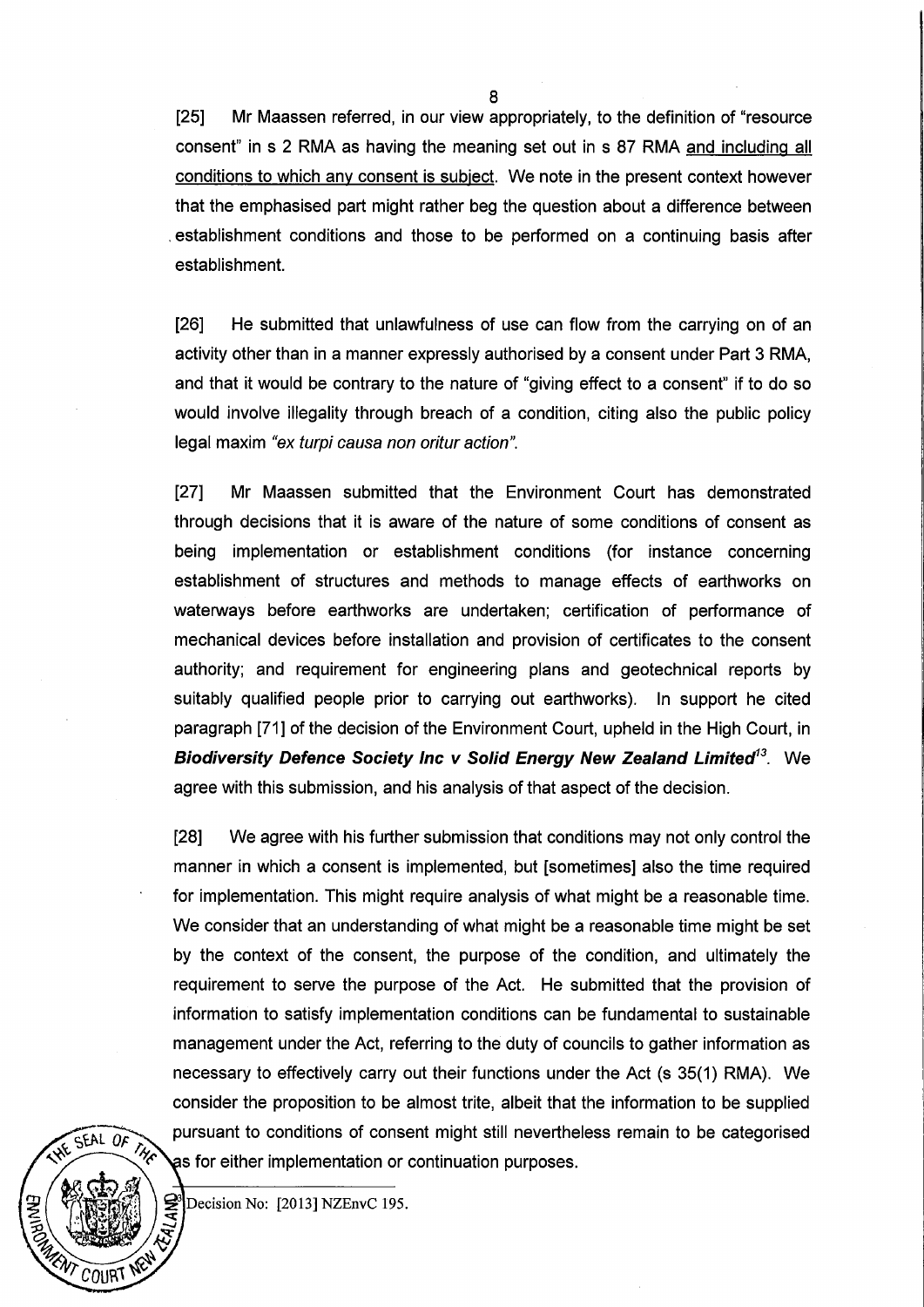[25] Mr Maassen referred, in our view appropriately, to the definition of "resource consent" in s 2 RMA as having the meaning set out in s 87 RMA <u>and including all conditions to which any consent is subject</u>. We note in the present context however that the emphasised part might rather beg the question about a difference between establishment conditions and those to be performed on a continuing basis after establishment.

[26] He submitted that unlawfulness of use can flow from the carrying on of an activity other than in a manner expressly authorised by a consent under Part 3 RMA, and that it would be contrary to the nature of "giving effect to a consent" if to do so would involve illegality through breach of a condition, citing also the public policy legal maxim *"ex turpi causa non oritur action"*.

[27] Mr Maassen submitted that the Environment Court has demonstrated through decisions that it is aware of the nature of some conditions of consent as being implementation or establishment conditions (for instance concerning establishment of structures and methods to manage effects of earthworks on waterways before earthworks are undertaken; certification of performance of mechanical devices before installation and provision of certificates to the consent authority; and requirement for engineering plans and geotechnical reports by suitably qualified people prior to carrying out earthworks). In support he cited paragraph [71] of the decision of the Environment Court, upheld in the High Court, in ***Biodiversity Defence Society Inc v Solid Energy New Zealand Limited***[13]. We agree with this submission, and his analysis of that aspect of the decision.

[28] We agree with his further submission that conditions may not only control the manner in which a consent is implemented, but [sometimes] also the time required for implementation. This might require analysis of what might be a reasonable time. We consider that an understanding of what might be a reasonable time might be set by the context of the consent, the purpose of the condition, and ultimately the requirement to serve the purpose of the Act. He submitted that the provision of information to satisfy implementation conditions can be fundamental to sustainable management under the Act, referring to the duty of councils to gather information as necessary to effectively carry out their functions under the Act (s 35(1) RMA). We consider the proposition to be almost trite, albeit that the information to be supplied pursuant to conditions of consent might still nevertheless remain to be categorised as for either implementation or continuation purposes.

---

[13] Decision No: [2013] NZEnvC 195.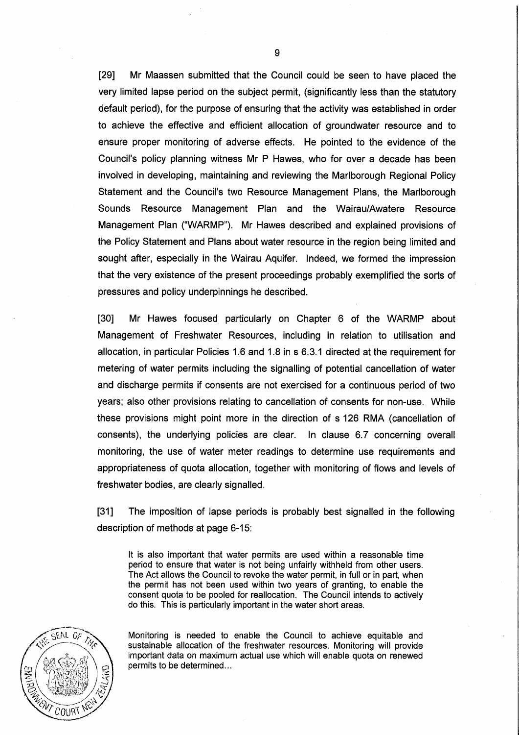[29] Mr Maassen submitted that the Council could be seen to have placed the very limited lapse period on the subject permit, (significantly less than the statutory default period), for the purpose of ensuring that the activity was established in order to achieve the effective and efficient allocation of groundwater resource and to ensure proper monitoring of adverse effects. He pointed to the evidence of the Council's policy planning witness Mr P Hawes, who for over a decade has been involved in developing, maintaining and reviewing the Marlborough Regional Policy Statement and the Council's two Resource Management Plans, the Marlborough Sounds Resource Management Plan and the Wairau/Awatere Resource Management Plan ("WARMP"). Mr Hawes described and explained provisions of the Policy Statement and Plans about water resource in the region being limited and sought after, especially in the Wairau Aquifer. Indeed, we formed the impression that the very existence of the present proceedings probably exemplified the sorts of pressures and policy underpinnings he described.

[30] Mr Hawes focused particularly on Chapter 6 of the WARMP about Management of Freshwater Resources, including in relation to utilisation and allocation, in particular Policies 1.6 and 1.8 in s 6.3.1 directed at the requirement for metering of water permits including the signalling of potential cancellation of water and discharge permits if consents are not exercised for a continuous period of two years; also other provisions relating to cancellation of consents for non-use. While these provisions might point more in the direction of s 126 RMA (cancellation of consents), the underlying policies are clear. In clause 6.7 concerning overall monitoring, the use of water meter readings to determine use requirements and appropriateness of quota allocation, together with monitoring of flows and levels of freshwater bodies, are clearly signalled.

[31] The imposition of lapse periods is probably best signalled in the following description of methods at page 6-15:

> It is also important that water permits are used within a reasonable time period to ensure that water is not being unfairly withheld from other users. The Act allows the Council to revoke the water permit, in full or in part, when the permit has not been used within two years of granting, to enable the consent quota to be pooled for reallocation. The Council intends to actively do this. This is particularly important in the water short areas.
>
> Monitoring is needed to enable the Council to achieve equitable and sustainable allocation of the freshwater resources. Monitoring will provide important data on maximum actual use which will enable quota on renewed permits to be determined...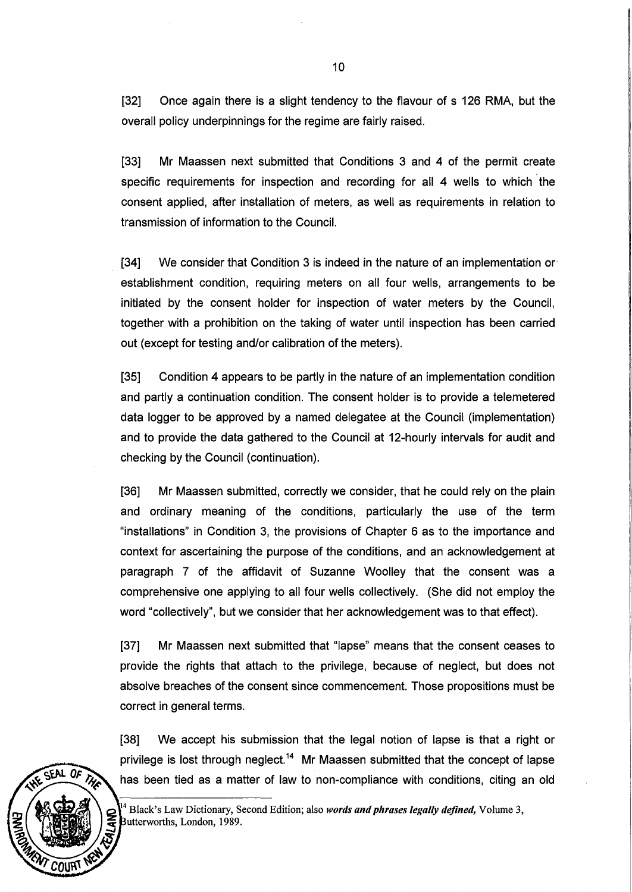[32] Once again there is a slight tendency to the flavour of s 126 RMA, but the overall policy underpinnings for the regime are fairly raised.

[33] Mr Maassen next submitted that Conditions 3 and 4 of the permit create specific requirements for inspection and recording for all 4 wells to which the consent applied, after installation of meters, as well as requirements in relation to transmission of information to the Council.

[34] We consider that Condition 3 is indeed in the nature of an implementation or establishment condition, requiring meters on all four wells, arrangements to be initiated by the consent holder for inspection of water meters by the Council, together with a prohibition on the taking of water until inspection has been carried out (except for testing and/or calibration of the meters).

[35] Condition 4 appears to be partly in the nature of an implementation condition and partly a continuation condition. The consent holder is to provide a telemetered data logger to be approved by a named delegatee at the Council (implementation) and to provide the data gathered to the Council at 12-hourly intervals for audit and checking by the Council (continuation).

[36] Mr Maassen submitted, correctly we consider, that he could rely on the plain and ordinary meaning of the conditions, particularly the use of the term "installations" in Condition 3, the provisions of Chapter 6 as to the importance and context for ascertaining the purpose of the conditions, and an acknowledgement at paragraph 7 of the affidavit of Suzanne Woolley that the consent was a comprehensive one applying to all four wells collectively. (She did not employ the word "collectively", but we consider that her acknowledgement was to that effect).

[37] Mr Maassen next submitted that "lapse" means that the consent ceases to provide the rights that attach to the privilege, because of neglect, but does not absolve breaches of the consent since commencement. Those propositions must be correct in general terms.

[38] We accept his submission that the legal notion of lapse is that a right or privilege is lost through neglect.[14] Mr Maassen submitted that the concept of lapse has been tied as a matter of law to non-compliance with conditions, citing an old

---

[14] Black's Law Dictionary, Second Edition; also *words and phrases legally defined,* Volume 3, Butterworths, London, 1989.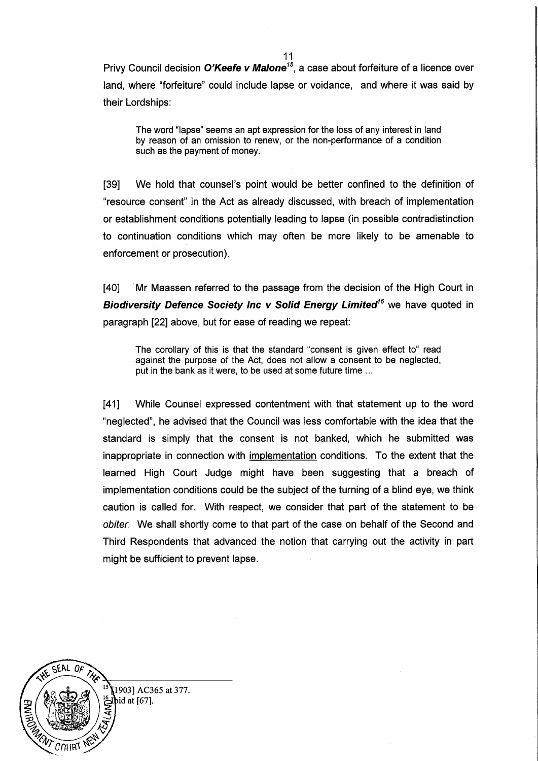Privy Council decision ***O'Keefe v Malone***[15], a case about forfeiture of a licence over land, where "forfeiture" could include lapse or voidance, and where it was said by their Lordships:

> The word "lapse" seems an apt expression for the loss of any interest in land by reason of an omission to renew, or the non-performance of a condition such as the payment of money.

[39] We hold that counsel's point would be better confined to the definition of "resource consent" in the Act as already discussed, with breach of implementation or establishment conditions potentially leading to lapse (in possible contradistinction to continuation conditions which may often be more likely to be amenable to enforcement or prosecution).

[40] Mr Maassen referred to the passage from the decision of the High Court in ***Biodiversity Defence Society Inc v Solid Energy Limited***[16] we have quoted in paragraph [22] above, but for ease of reading we repeat:

> The corollary of this is that the standard "consent is given effect to" read against the purpose of the Act, does not allow a consent to be neglected, put in the bank as it were, to be used at some future time ...

[41] While Counsel expressed contentment with that statement up to the word "neglected", he advised that the Council was less comfortable with the idea that the standard is simply that the consent is not banked, which he submitted was inappropriate in connection with <u>implementation</u> conditions. To the extent that the learned High Court Judge might have been suggesting that a breach of implementation conditions could be the subject of the turning of a blind eye, we think caution is called for. With respect, we consider that part of the statement to be *obiter*. We shall shortly come to that part of the case on behalf of the Second and Third Respondents that advanced the notion that carrying out the activity in part might be sufficient to prevent lapse.

---

[15] [1903] AC365 at 377.

[16] Ibid at [67].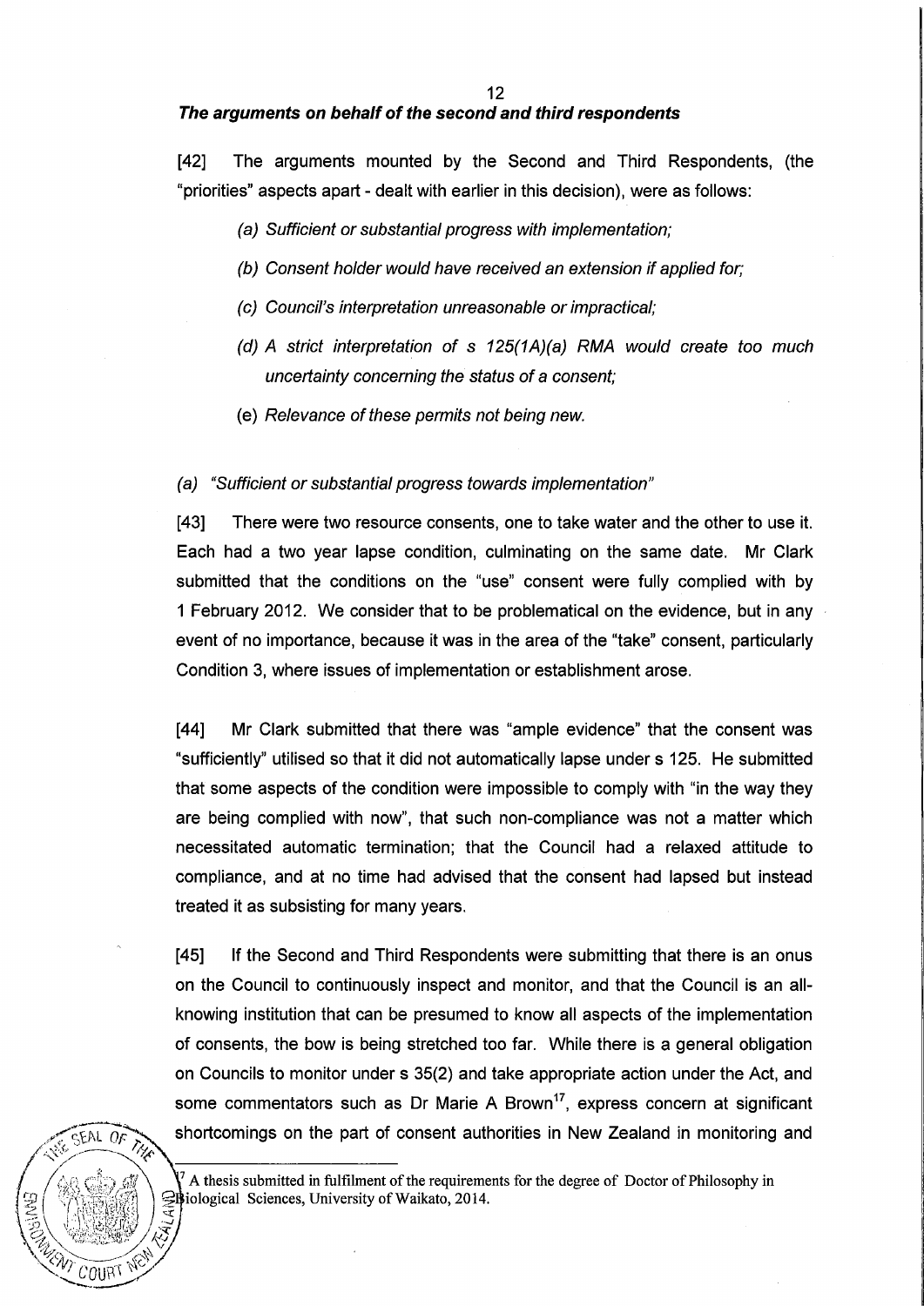### *The arguments on behalf of the second and third respondents*

[42] The arguments mounted by the Second and Third Respondents, (the "priorities" aspects apart - dealt with earlier in this decision), were as follows:

> (a) *Sufficient or substantial progress with implementation;*
>
> (b) *Consent holder would have received an extension if applied for;*
>
> (c) *Council's interpretation unreasonable or impractical;*
>
> (d) *A strict interpretation of s 125(1A)(a) RMA would create too much uncertainty concerning the status of a consent;*
>
> (e) *Relevance of these permits not being new.*

*(a) "Sufficient or substantial progress towards implementation"*

[43] There were two resource consents, one to take water and the other to use it. Each had a two year lapse condition, culminating on the same date. Mr Clark submitted that the conditions on the "use" consent were fully complied with by 1 February 2012. We consider that to be problematical on the evidence, but in any event of no importance, because it was in the area of the "take" consent, particularly Condition 3, where issues of implementation or establishment arose.

[44] Mr Clark submitted that there was "ample evidence" that the consent was "sufficiently" utilised so that it did not automatically lapse under s 125. He submitted that some aspects of the condition were impossible to comply with "in the way they are being complied with now", that such non-compliance was not a matter which necessitated automatic termination; that the Council had a relaxed attitude to compliance, and at no time had advised that the consent had lapsed but instead treated it as subsisting for many years.

[45] If the Second and Third Respondents were submitting that there is an onus on the Council to continuously inspect and monitor, and that the Council is an all-knowing institution that can be presumed to know all aspects of the implementation of consents, the bow is being stretched too far. While there is a general obligation on Councils to monitor under s 35(2) and take appropriate action under the Act, and some commentators such as Dr Marie A Brown[17], express concern at significant shortcomings on the part of consent authorities in New Zealand in monitoring and

[17] A thesis submitted in fulfilment of the requirements for the degree of Doctor of Philosophy in Biological Sciences, University of Waikato, 2014.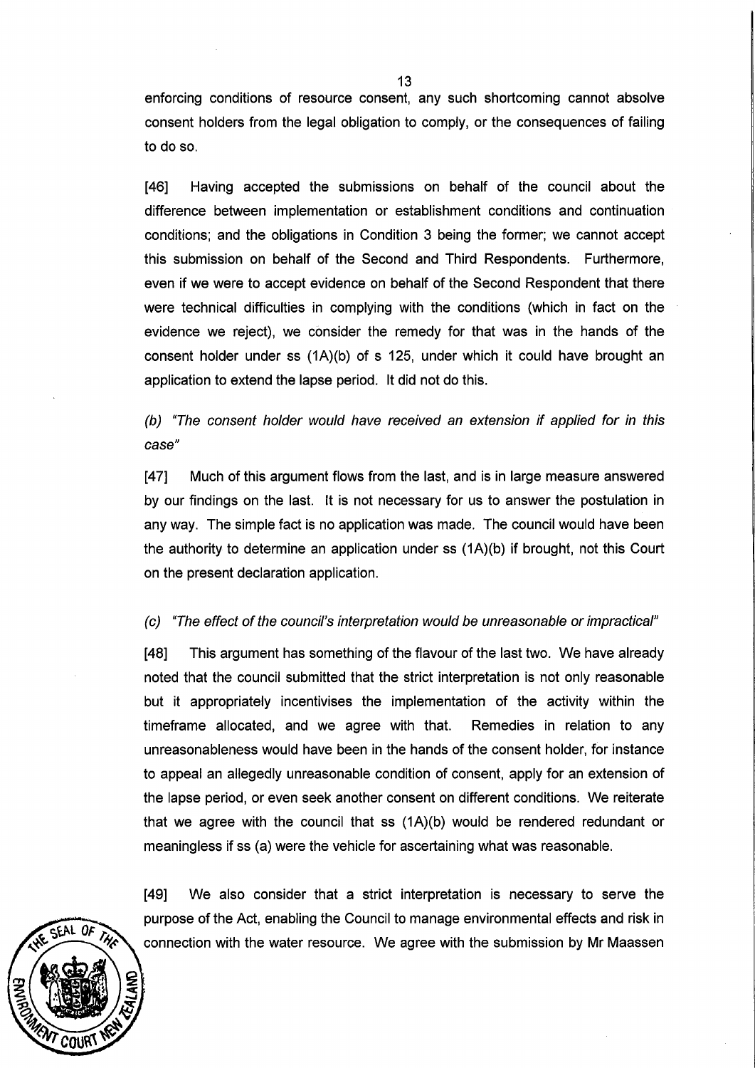enforcing conditions of resource consent, any such shortcoming cannot absolve consent holders from the legal obligation to comply, or the consequences of failing to do so.

[46] Having accepted the submissions on behalf of the council about the difference between implementation or establishment conditions and continuation conditions; and the obligations in Condition 3 being the former; we cannot accept this submission on behalf of the Second and Third Respondents. Furthermore, even if we were to accept evidence on behalf of the Second Respondent that there were technical difficulties in complying with the conditions (which in fact on the evidence we reject), we consider the remedy for that was in the hands of the consent holder under ss (1A)(b) of s 125, under which it could have brought an application to extend the lapse period. It did not do this.

*(b) "The consent holder would have received an extension if applied for in this case"*

[47] Much of this argument flows from the last, and is in large measure answered by our findings on the last. It is not necessary for us to answer the postulation in any way. The simple fact is no application was made. The council would have been the authority to determine an application under ss (1A)(b) if brought, not this Court on the present declaration application.

*(c) "The effect of the council's interpretation would be unreasonable or impractical"*

[48] This argument has something of the flavour of the last two. We have already noted that the council submitted that the strict interpretation is not only reasonable but it appropriately incentivises the implementation of the activity within the timeframe allocated, and we agree with that. Remedies in relation to any unreasonableness would have been in the hands of the consent holder, for instance to appeal an allegedly unreasonable condition of consent, apply for an extension of the lapse period, or even seek another consent on different conditions. We reiterate that we agree with the council that ss (1A)(b) would be rendered redundant or meaningless if ss (a) were the vehicle for ascertaining what was reasonable.

[49] We also consider that a strict interpretation is necessary to serve the purpose of the Act, enabling the Council to manage environmental effects and risk in connection with the water resource. We agree with the submission by Mr Maassen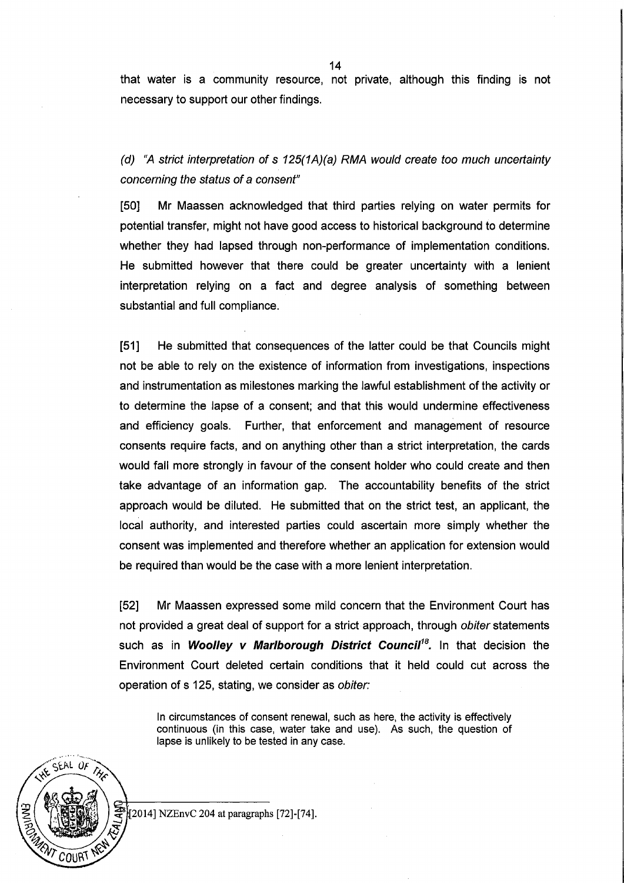that water is a community resource, not private, although this finding is not necessary to support our other findings.

*(d) "A strict interpretation of s 125(1A)(a) RMA would create too much uncertainty concerning the status of a consent"*

[50] Mr Maassen acknowledged that third parties relying on water permits for potential transfer, might not have good access to historical background to determine whether they had lapsed through non-performance of implementation conditions. He submitted however that there could be greater uncertainty with a lenient interpretation relying on a fact and degree analysis of something between substantial and full compliance.

[51] He submitted that consequences of the latter could be that Councils might not be able to rely on the existence of information from investigations, inspections and instrumentation as milestones marking the lawful establishment of the activity or to determine the lapse of a consent; and that this would undermine effectiveness and efficiency goals. Further, that enforcement and management of resource consents require facts, and on anything other than a strict interpretation, the cards would fall more strongly in favour of the consent holder who could create and then take advantage of an information gap. The accountability benefits of the strict approach would be diluted. He submitted that on the strict test, an applicant, the local authority, and interested parties could ascertain more simply whether the consent was implemented and therefore whether an application for extension would be required than would be the case with a more lenient interpretation.

[52] Mr Maassen expressed some mild concern that the Environment Court has not provided a great deal of support for a strict approach, through *obiter* statements such as in ***Woolley v Marlborough District Council***[18]. In that decision the Environment Court deleted certain conditions that it held could cut across the operation of s 125, stating, we consider as *obiter:*

> In circumstances of consent renewal, such as here, the activity is effectively continuous (in this case, water take and use). As such, the question of lapse is unlikely to be tested in any case.

[18] [2014] NZEnvC 204 at paragraphs [72]-[74].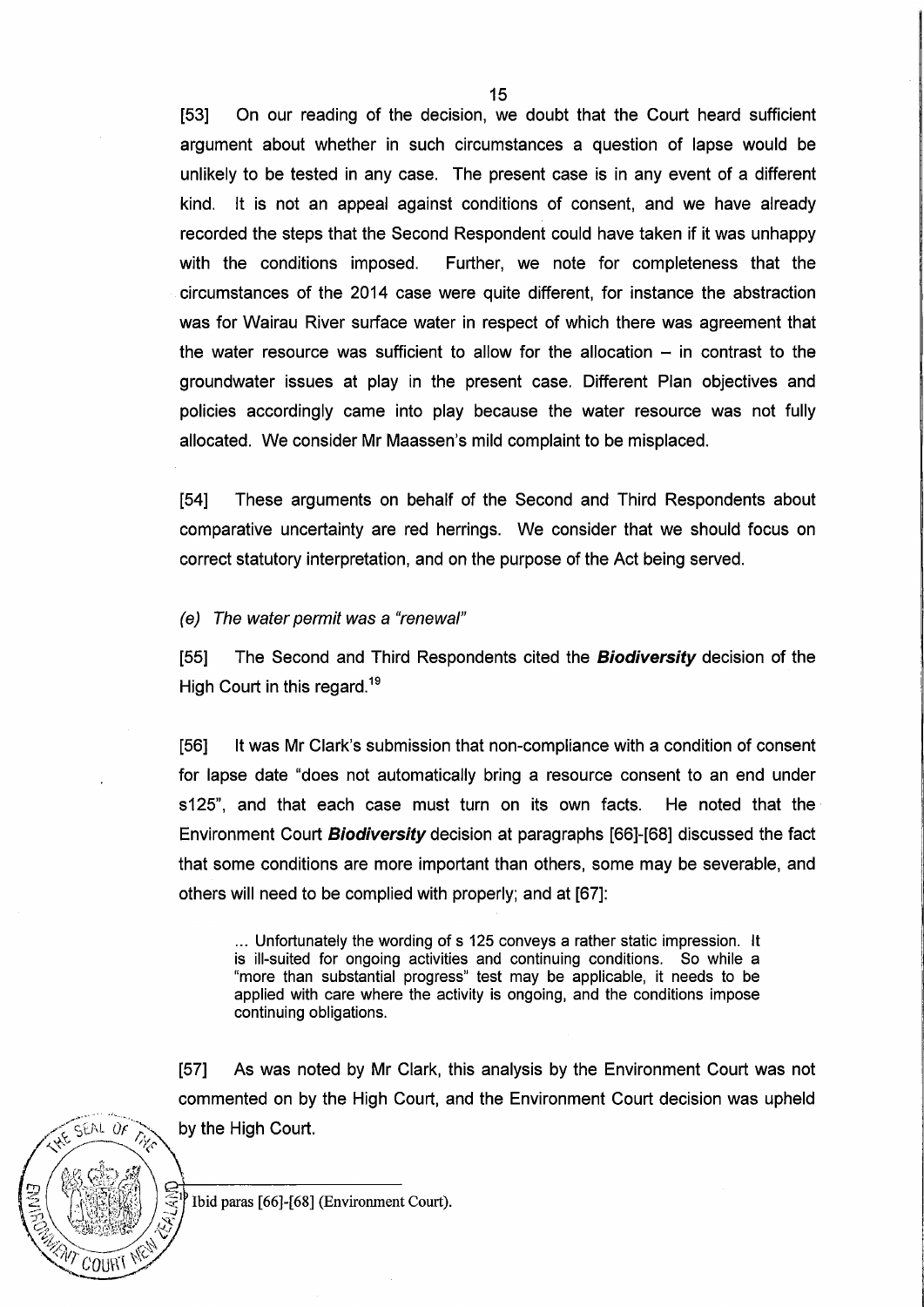[53] On our reading of the decision, we doubt that the Court heard sufficient argument about whether in such circumstances a question of lapse would be unlikely to be tested in any case. The present case is in any event of a different kind. It is not an appeal against conditions of consent, and we have already recorded the steps that the Second Respondent could have taken if it was unhappy with the conditions imposed. Further, we note for completeness that the circumstances of the 2014 case were quite different, for instance the abstraction was for Wairau River surface water in respect of which there was agreement that the water resource was sufficient to allow for the allocation – in contrast to the groundwater issues at play in the present case. Different Plan objectives and policies accordingly came into play because the water resource was not fully allocated. We consider Mr Maassen's mild complaint to be misplaced.

[54] These arguments on behalf of the Second and Third Respondents about comparative uncertainty are red herrings. We consider that we should focus on correct statutory interpretation, and on the purpose of the Act being served.

*(e) The water permit was a "renewal"*

[55] The Second and Third Respondents cited the ***Biodiversity*** decision of the High Court in this regard.[19]

[56] It was Mr Clark's submission that non-compliance with a condition of consent for lapse date "does not automatically bring a resource consent to an end under s125", and that each case must turn on its own facts. He noted that the Environment Court ***Biodiversity*** decision at paragraphs [66]-[68] discussed the fact that some conditions are more important than others, some may be severable, and others will need to be complied with properly; and at [67]:

> ... Unfortunately the wording of s 125 conveys a rather static impression. It is ill-suited for ongoing activities and continuing conditions. So while a "more than substantial progress" test may be applicable, it needs to be applied with care where the activity is ongoing, and the conditions impose continuing obligations.

[57] As was noted by Mr Clark, this analysis by the Environment Court was not commented on by the High Court, and the Environment Court decision was upheld by the High Court.

---

[19] Ibid paras [66]-[68] (Environment Court).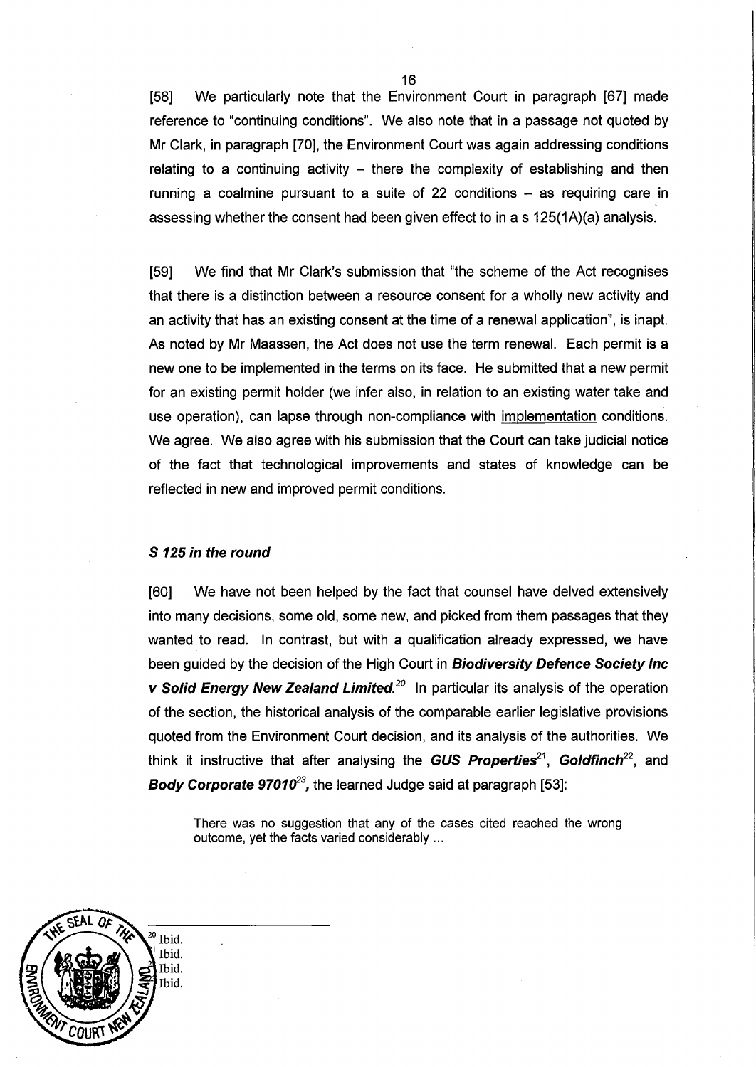[58] We particularly note that the Environment Court in paragraph [67] made reference to "continuing conditions". We also note that in a passage not quoted by Mr Clark, in paragraph [70], the Environment Court was again addressing conditions relating to a continuing activity – there the complexity of establishing and then running a coalmine pursuant to a suite of 22 conditions – as requiring care in assessing whether the consent had been given effect to in a s 125(1A)(a) analysis.

[59] We find that Mr Clark's submission that "the scheme of the Act recognises that there is a distinction between a resource consent for a wholly new activity and an activity that has an existing consent at the time of a renewal application", is inapt. As noted by Mr Maassen, the Act does not use the term renewal. Each permit is a new one to be implemented in the terms on its face. He submitted that a new permit for an existing permit holder (we infer also, in relation to an existing water take and use operation), can lapse through non-compliance with <u>implementation</u> conditions. We agree. We also agree with his submission that the Court can take judicial notice of the fact that technological improvements and states of knowledge can be reflected in new and improved permit conditions.

### *S 125 in the round*

[60] We have not been helped by the fact that counsel have delved extensively into many decisions, some old, some new, and picked from them passages that they wanted to read. In contrast, but with a qualification already expressed, we have been guided by the decision of the High Court in ***Biodiversity Defence Society Inc v Solid Energy New Zealand Limited.***[20] In particular its analysis of the operation of the section, the historical analysis of the comparable earlier legislative provisions quoted from the Environment Court decision, and its analysis of the authorities. We think it instructive that after analysing the ***GUS Properties***[21], ***Goldfinch***[22], and ***Body Corporate 97010***[23]***,*** the learned Judge said at paragraph [53]:

> There was no suggestion that any of the cases cited reached the wrong outcome, yet the facts varied considerably ...

---

[20] Ibid.
[21] Ibid.
[22] Ibid.
[23] Ibid.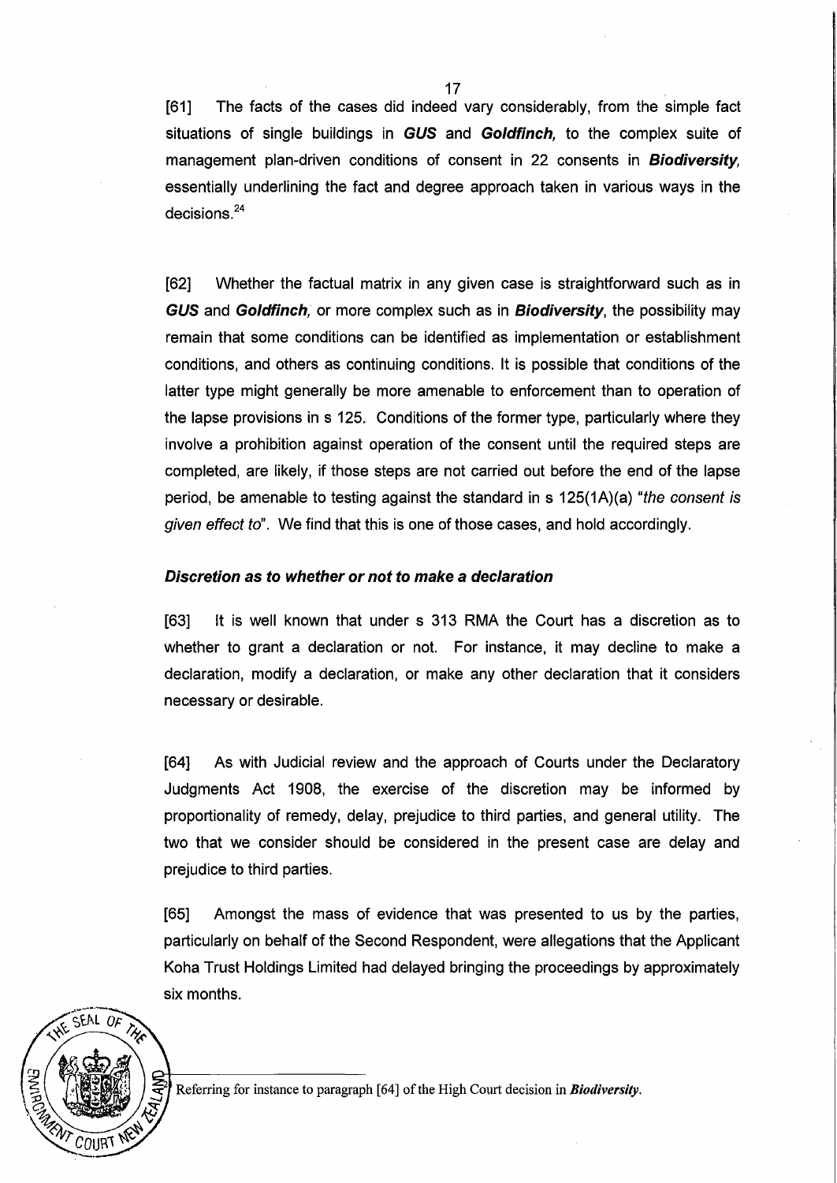[61] The facts of the cases did indeed vary considerably, from the simple fact situations of single buildings in ***GUS*** and ***Goldfinch,*** to the complex suite of management plan-driven conditions of consent in 22 consents in ***Biodiversity,*** essentially underlining the fact and degree approach taken in various ways in the decisions.[24]

[62] Whether the factual matrix in any given case is straightforward such as in ***GUS*** and ***Goldfinch,*** or more complex such as in ***Biodiversity,*** the possibility may remain that some conditions can be identified as implementation or establishment conditions, and others as continuing conditions. It is possible that conditions of the latter type might generally be more amenable to enforcement than to operation of the lapse provisions in s 125. Conditions of the former type, particularly where they involve a prohibition against operation of the consent until the required steps are completed, are likely, if those steps are not carried out before the end of the lapse period, be amenable to testing against the standard in s 125(1A)(a) "*the consent is given effect to*". We find that this is one of those cases, and hold accordingly.

### *Discretion as to whether or not to make a declaration*

[63] It is well known that under s 313 RMA the Court has a discretion as to whether to grant a declaration or not. For instance, it may decline to make a declaration, modify a declaration, or make any other declaration that it considers necessary or desirable.

[64] As with Judicial review and the approach of Courts under the Declaratory Judgments Act 1908, the exercise of the discretion may be informed by proportionality of remedy, delay, prejudice to third parties, and general utility. The two that we consider should be considered in the present case are delay and prejudice to third parties.

[65] Amongst the mass of evidence that was presented to us by the parties, particularly on behalf of the Second Respondent, were allegations that the Applicant Koha Trust Holdings Limited had delayed bringing the proceedings by approximately six months.

---

[24] Referring for instance to paragraph [64] of the High Court decision in ***Biodiversity***.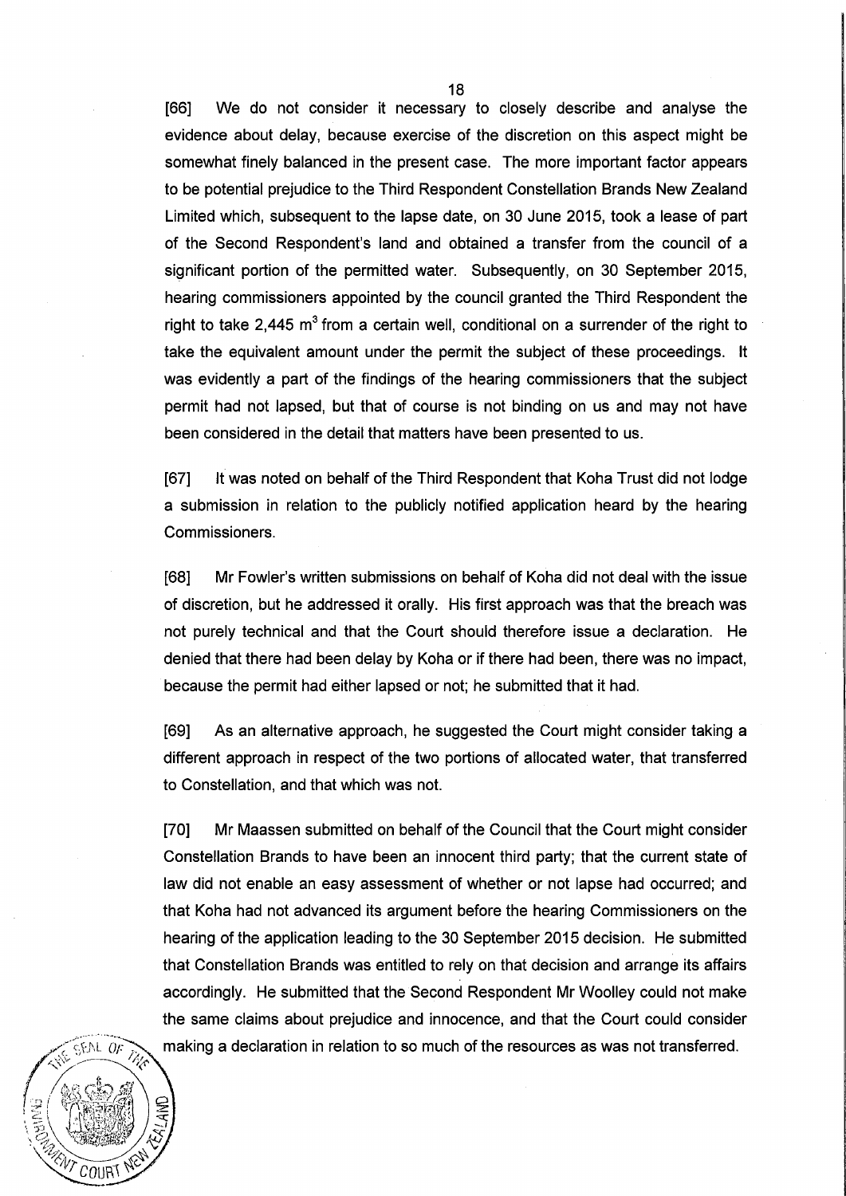[66] We do not consider it necessary to closely describe and analyse the evidence about delay, because exercise of the discretion on this aspect might be somewhat finely balanced in the present case. The more important factor appears to be potential prejudice to the Third Respondent Constellation Brands New Zealand Limited which, subsequent to the lapse date, on 30 June 2015, took a lease of part of the Second Respondent's land and obtained a transfer from the council of a significant portion of the permitted water. Subsequently, on 30 September 2015, hearing commissioners appointed by the council granted the Third Respondent the right to take 2,445 $m^3$ from a certain well, conditional on a surrender of the right to take the equivalent amount under the permit the subject of these proceedings. It was evidently a part of the findings of the hearing commissioners that the subject permit had not lapsed, but that of course is not binding on us and may not have been considered in the detail that matters have been presented to us.

[67] It was noted on behalf of the Third Respondent that Koha Trust did not lodge a submission in relation to the publicly notified application heard by the hearing Commissioners.

[68] Mr Fowler's written submissions on behalf of Koha did not deal with the issue of discretion, but he addressed it orally. His first approach was that the breach was not purely technical and that the Court should therefore issue a declaration. He denied that there had been delay by Koha or if there had been, there was no impact, because the permit had either lapsed or not; he submitted that it had.

[69] As an alternative approach, he suggested the Court might consider taking a different approach in respect of the two portions of allocated water, that transferred to Constellation, and that which was not.

[70] Mr Maassen submitted on behalf of the Council that the Court might consider Constellation Brands to have been an innocent third party; that the current state of law did not enable an easy assessment of whether or not lapse had occurred; and that Koha had not advanced its argument before the hearing Commissioners on the hearing of the application leading to the 30 September 2015 decision. He submitted that Constellation Brands was entitled to rely on that decision and arrange its affairs accordingly. He submitted that the Second Respondent Mr Woolley could not make the same claims about prejudice and innocence, and that the Court could consider making a declaration in relation to so much of the resources as was not transferred.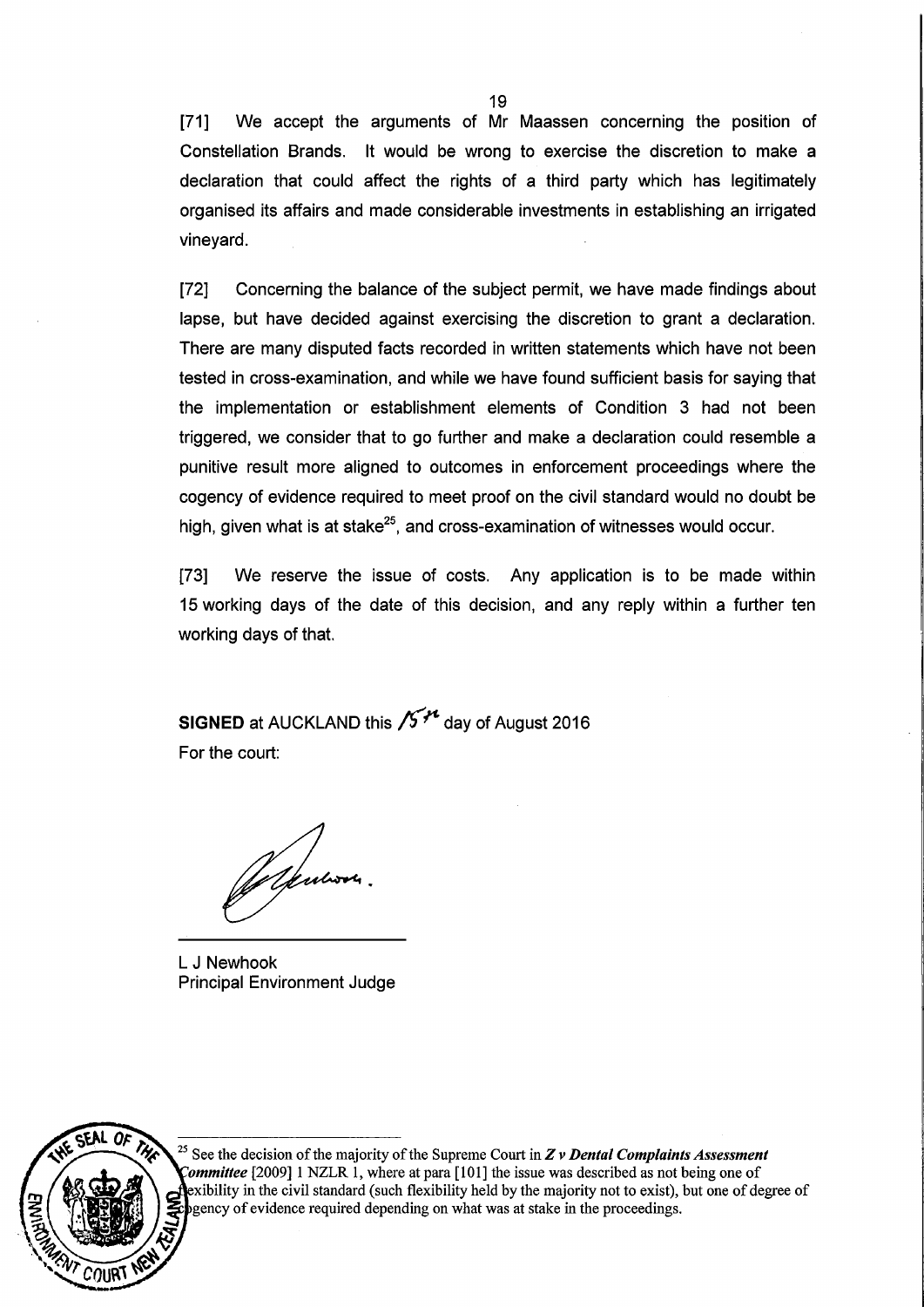[71] We accept the arguments of Mr Maassen concerning the position of Constellation Brands. It would be wrong to exercise the discretion to make a declaration that could affect the rights of a third party which has legitimately organised its affairs and made considerable investments in establishing an irrigated vineyard.

[72] Concerning the balance of the subject permit, we have made findings about lapse, but have decided against exercising the discretion to grant a declaration. There are many disputed facts recorded in written statements which have not been tested in cross-examination, and while we have found sufficient basis for saying that the implementation or establishment elements of Condition 3 had not been triggered, we consider that to go further and make a declaration could resemble a punitive result more aligned to outcomes in enforcement proceedings where the cogency of evidence required to meet proof on the civil standard would no doubt be high, given what is at stake[25], and cross-examination of witnesses would occur.

[73] We reserve the issue of costs. Any application is to be made within 15 working days of the date of this decision, and any reply within a further ten working days of that.

**SIGNED** at AUCKLAND this 15th day of August 2016

For the court:

L J Newhook
Principal Environment Judge

[25] See the decision of the majority of the Supreme Court in ***Z v Dental Complaints Assessment Committee*** [2009] 1 NZLR 1, where at para [101] the issue was described as not being one of flexibility in the civil standard (such flexibility held by the majority not to exist), but one of degree of cogency of evidence required depending on what was at stake in the proceedings.